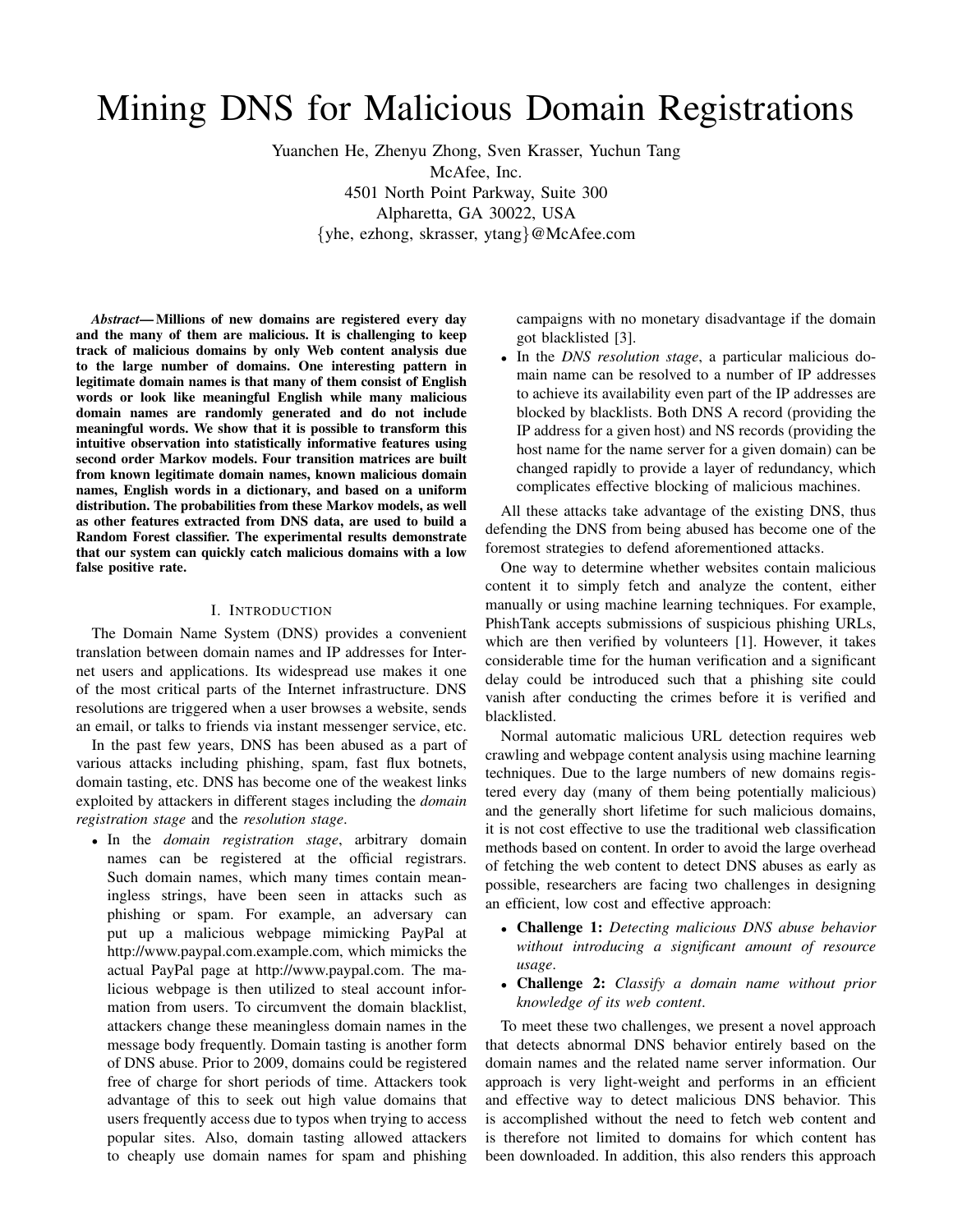# Mining DNS for Malicious Domain Registrations

Yuanchen He, Zhenyu Zhong, Sven Krasser, Yuchun Tang
McAfee, Inc.
4501 North Point Parkway, Suite 300
Alpharetta, GA 30022, USA
{yhe, ezhong, skrasser, ytang}@McAfee.com

***Abstract*— Millions of new domains are registered every day and the many of them are malicious. It is challenging to keep track of malicious domains by only Web content analysis due to the large number of domains. One interesting pattern in legitimate domain names is that many of them consist of English words or look like meaningful English while many malicious domain names are randomly generated and do not include meaningful words. We show that it is possible to transform this intuitive observation into statistically informative features using second order Markov models. Four transition matrices are built from known legitimate domain names, known malicious domain names, English words in a dictionary, and based on a uniform distribution. The probabilities from these Markov models, as well as other features extracted from DNS data, are used to build a Random Forest classifier. The experimental results demonstrate that our system can quickly catch malicious domains with a low false positive rate.**

## I. Introduction

The Domain Name System (DNS) provides a convenient translation between domain names and IP addresses for Internet users and applications. Its widespread use makes it one of the most critical parts of the Internet infrastructure. DNS resolutions are triggered when a user browses a website, sends an email, or talks to friends via instant messenger service, etc.

In the past few years, DNS has been abused as a part of various attacks including phishing, spam, fast flux botnets, domain tasting, etc. DNS has become one of the weakest links exploited by attackers in different stages including the *domain registration stage* and the *resolution stage*.

- In the *domain registration stage*, arbitrary domain names can be registered at the official registrars. Such domain names, which many times contain meaningless strings, have been seen in attacks such as phishing or spam. For example, an adversary can put up a malicious webpage mimicking PayPal at http://www.paypal.com.example.com, which mimicks the actual PayPal page at http://www.paypal.com. The malicious webpage is then utilized to steal account information from users. To circumvent the domain blacklist, attackers change these meaningless domain names in the message body frequently. Domain tasting is another form of DNS abuse. Prior to 2009, domains could be registered free of charge for short periods of time. Attackers took advantage of this to seek out high value domains that users frequently access due to typos when trying to access popular sites. Also, domain tasting allowed attackers to cheaply use domain names for spam and phishing campaigns with no monetary disadvantage if the domain got blacklisted [3].
- In the *DNS resolution stage*, a particular malicious domain name can be resolved to a number of IP addresses to achieve its availability even part of the IP addresses are blocked by blacklists. Both DNS A record (providing the IP address for a given host) and NS records (providing the host name for the name server for a given domain) can be changed rapidly to provide a layer of redundancy, which complicates effective blocking of malicious machines.

All these attacks take advantage of the existing DNS, thus defending the DNS from being abused has become one of the foremost strategies to defend aforementioned attacks.

One way to determine whether websites contain malicious content it to simply fetch and analyze the content, either manually or using machine learning techniques. For example, PhishTank accepts submissions of suspicious phishing URLs, which are then verified by volunteers [1]. However, it takes considerable time for the human verification and a significant delay could be introduced such that a phishing site could vanish after conducting the crimes before it is verified and blacklisted.

Normal automatic malicious URL detection requires web crawling and webpage content analysis using machine learning techniques. Due to the large numbers of new domains registered every day (many of them being potentially malicious) and the generally short lifetime for such malicious domains, it is not cost effective to use the traditional web classification methods based on content. In order to avoid the large overhead of fetching the web content to detect DNS abuses as early as possible, researchers are facing two challenges in designing an efficient, low cost and effective approach:

- **Challenge 1:** *Detecting malicious DNS abuse behavior without introducing a significant amount of resource usage*.
- **Challenge 2:** *Classify a domain name without prior knowledge of its web content*.

To meet these two challenges, we present a novel approach that detects abnormal DNS behavior entirely based on the domain names and the related name server information. Our approach is very light-weight and performs in an efficient and effective way to detect malicious DNS behavior. This is accomplished without the need to fetch web content and is therefore not limited to domains for which content has been downloaded. In addition, this also renders this approach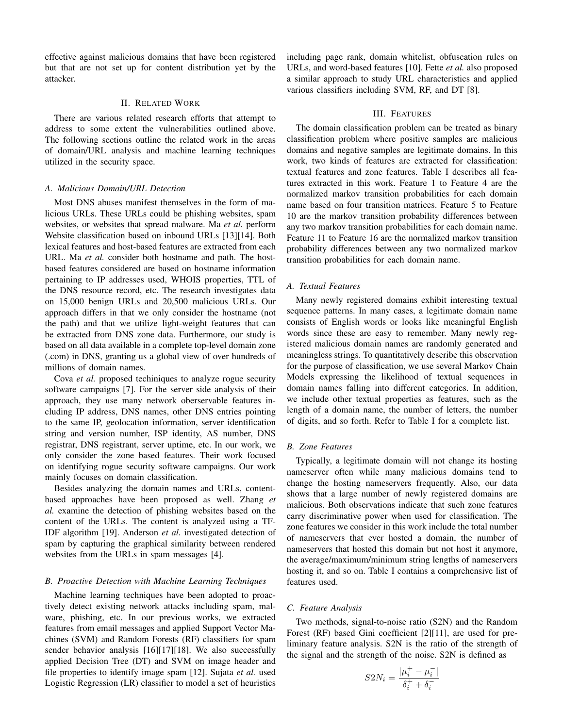effective against malicious domains that have been registered but that are not set up for content distribution yet by the attacker.

## II. Related Work

There are various related research efforts that attempt to address to some extent the vulnerabilities outlined above. The following sections outline the related work in the areas of domain/URL analysis and machine learning techniques utilized in the security space.

### A. Malicious Domain/URL Detection

Most DNS abuses manifest themselves in the form of malicious URLs. These URLs could be phishing websites, spam websites, or websites that spread malware. Ma *et al.* perform Website classification based on inbound URLs [13][14]. Both lexical features and host-based features are extracted from each URL. Ma *et al.* consider both hostname and path. The host-based features considered are based on hostname information pertaining to IP addresses used, WHOIS properties, TTL of the DNS resource record, etc. The research investigates data on 15,000 benign URLs and 20,500 malicious URLs. Our approach differs in that we only consider the hostname (not the path) and that we utilize light-weight features that can be extracted from DNS zone data. Furthermore, our study is based on all data available in a complete top-level domain zone (.com) in DNS, granting us a global view of over hundreds of millions of domain names.

Cova *et al.* proposed techiniques to analyze rogue security software campaigns [7]. For the server side analysis of their approach, they use many network oberservable features including IP address, DNS names, other DNS entries pointing to the same IP, geolocation information, server identification string and version number, ISP identity, AS number, DNS registrar, DNS registrant, server uptime, etc. In our work, we only consider the zone based features. Their work focused on identifying rogue security software campaigns. Our work mainly focuses on domain classification.

Besides analyzing the domain names and URLs, content-based approaches have been proposed as well. Zhang *et al.* examine the detection of phishing websites based on the content of the URLs. The content is analyzed using a TF-IDF algorithm [19]. Anderson *et al.* investigated detection of spam by capturing the graphical similarity between rendered websites from the URLs in spam messages [4].

### B. Proactive Detection with Machine Learning Techniques

Machine learning techniques have been adopted to proactively detect existing network attacks including spam, malware, phishing, etc. In our previous works, we extracted features from email messages and applied Support Vector Machines (SVM) and Random Forests (RF) classifiers for spam sender behavior analysis [16][17][18]. We also successfully applied Decision Tree (DT) and SVM on image header and file properties to identify image spam [12]. Sujata *et al.* used Logistic Regression (LR) classifier to model a set of heuristics including page rank, domain whitelist, obfuscation rules on URLs, and word-based features [10]. Fette *et al.* also proposed a similar approach to study URL characteristics and applied various classifiers including SVM, RF, and DT [8].

## III. Features

The domain classification problem can be treated as binary classification problem where positive samples are malicious domains and negative samples are legitimate domains. In this work, two kinds of features are extracted for classification: textual features and zone features. Table I describes all features extracted in this work. Feature 1 to Feature 4 are the normalized markov transition probabilities for each domain name based on four transition matrices. Feature 5 to Feature 10 are the markov transition probability differences between any two markov transition probabilities for each domain name. Feature 11 to Feature 16 are the normalized markov transition probability differences between any two normalized markov transition probabilities for each domain name.

### A. Textual Features

Many newly registered domains exhibit interesting textual sequence patterns. In many cases, a legitimate domain name consists of English words or looks like meaningful English words since these are easy to remember. Many newly registered malicious domain names are randomly generated and meaningless strings. To quantitatively describe this observation for the purpose of classification, we use several Markov Chain Models expressing the likelihood of textual sequences in domain names falling into different categories. In addition, we include other textual properties as features, such as the length of a domain name, the number of letters, the number of digits, and so forth. Refer to Table I for a complete list.

### B. Zone Features

Typically, a legitimate domain will not change its hosting nameserver often while many malicious domains tend to change the hosting nameservers frequently. Also, our data shows that a large number of newly registered domains are malicious. Both observations indicate that such zone features carry discriminative power when used for classification. The zone features we consider in this work include the total number of nameservers that ever hosted a domain, the number of nameservers that hosted this domain but not host it anymore, the average/maximum/minimum string lengths of nameservers hosting it, and so on. Table I contains a comprehensive list of features used.

### C. Feature Analysis

Two methods, signal-to-noise ratio (S2N) and the Random Forest (RF) based Gini coefficient [2][11], are used for preliminary feature analysis. S2N is the ratio of the strength of the signal and the strength of the noise. S2N is defined as

$$S2N_i = \frac{|\mu_i^+ - \mu_i^-|}{\delta_i^+ + \delta_i^-}$$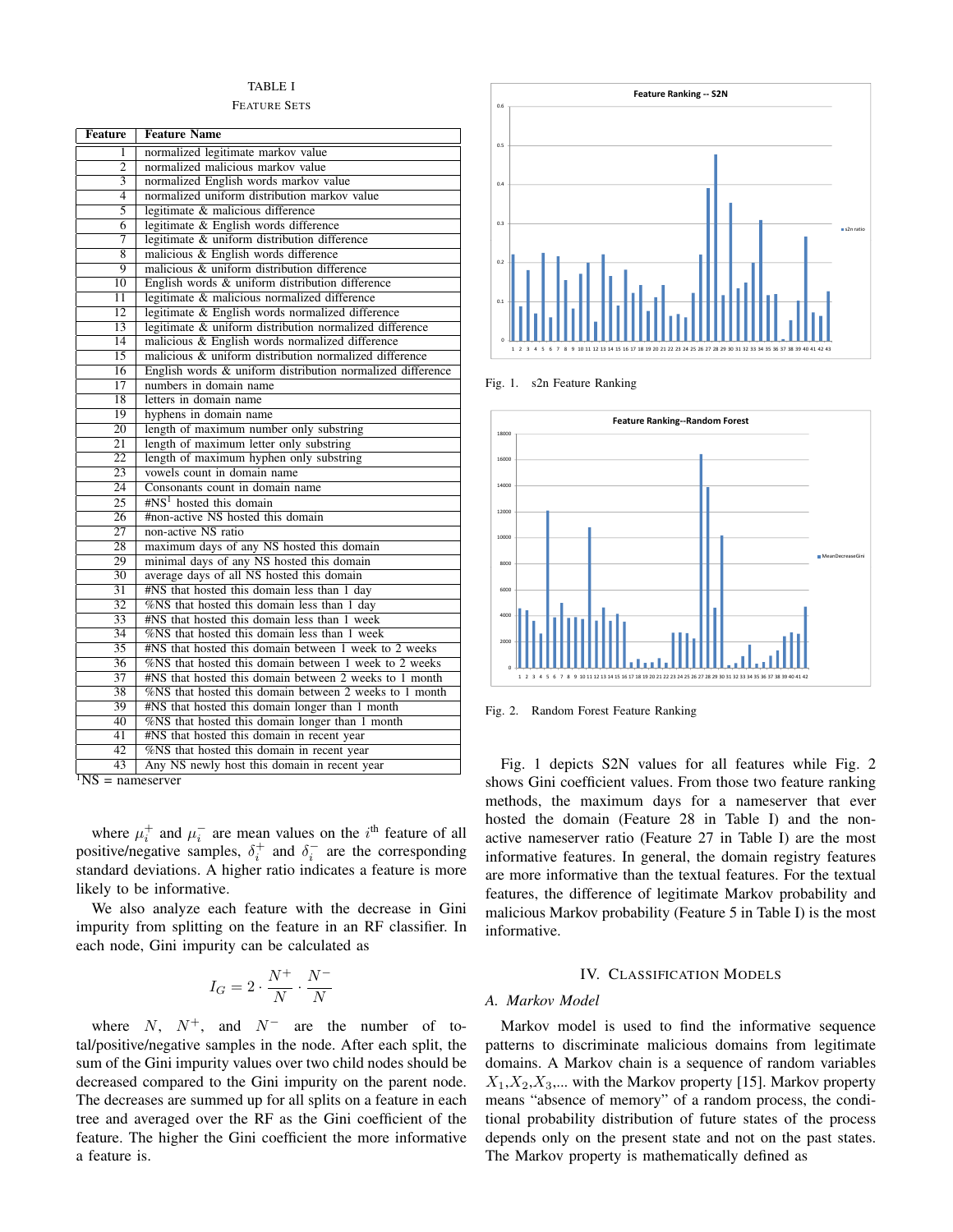TABLE I

FEATURE SETS

| Feature | Feature Name |
|---|---|
| 1 | normalized legitimate markov value |
| 2 | normalized malicious markov value |
| 3 | normalized English words markov value |
| 4 | normalized uniform distribution markov value |
| 5 | legitimate & malicious difference |
| 6 | legitimate & English words difference |
| 7 | legitimate & uniform distribution difference |
| 8 | malicious & English words difference |
| 9 | malicious & uniform distribution difference |
| 10 | English words & uniform distribution difference |
| 11 | legitimate & malicious normalized difference |
| 12 | legitimate & English words normalized difference |
| 13 | legitimate & uniform distribution normalized difference |
| 14 | malicious & English words normalized difference |
| 15 | malicious & uniform distribution normalized difference |
| 16 | English words & uniform distribution normalized difference |
| 17 | numbers in domain name |
| 18 | letters in domain name |
| 19 | hyphens in domain name |
| 20 | length of maximum number only substring |
| 21 | length of maximum letter only substring |
| 22 | length of maximum hyphen only substring |
| 23 | vowels count in domain name |
| 24 | Consonants count in domain name |
| 25 | #NS[1] hosted this domain |
| 26 | #non-active NS hosted this domain |
| 27 | non-active NS ratio |
| 28 | maximum days of any NS hosted this domain |
| 29 | minimal days of any NS hosted this domain |
| 30 | average days of all NS hosted this domain |
| 31 | #NS that hosted this domain less than 1 day |
| 32 | %NS that hosted this domain less than 1 day |
| 33 | #NS that hosted this domain less than 1 week |
| 34 | %NS that hosted this domain less than 1 week |
| 35 | #NS that hosted this domain between 1 week to 2 weeks |
| 36 | %NS that hosted this domain between 1 week to 2 weeks |
| 37 | #NS that hosted this domain between 2 weeks to 1 month |
| 38 | %NS that hosted this domain between 2 weeks to 1 month |
| 39 | #NS that hosted this domain longer than 1 month |
| 40 | %NS that hosted this domain longer than 1 month |
| 41 | #NS that hosted this domain in recent year |
| 42 | %NS that hosted this domain in recent year |
| 43 | Any NS newly host this domain in recent year |

[1]NS = nameserver

where $\mu_i^+$ and $\mu_i^-$ are mean values on the $i^{\text{th}}$ feature of all positive/negative samples, $\delta_i^+$ and $\delta_i^-$ are the corresponding standard deviations. A higher ratio indicates a feature is more likely to be informative.

We also analyze each feature with the decrease in Gini impurity from splitting on the feature in an RF classifier. In each node, Gini impurity can be calculated as

$$I_G = 2 \cdot \frac{N^+}{N} \cdot \frac{N^-}{N}$$

where $N$, $N^+$, and $N^-$ are the number of total/positive/negative samples in the node. After each split, the sum of the Gini impurity values over two child nodes should be decreased compared to the Gini impurity on the parent node. The decreases are summed up for all splits on a feature in each tree and averaged over the RF as the Gini coefficient of the feature. The higher the Gini coefficient the more informative a feature is.

Feature Ranking -- S2N

0.6
0.5
0.4
0.3
0.2
0.1
0

1 2 3 4 5 6 7 8 9 10 11 12 13 14 15 16 17 18 19 20 21 22 23 24 25 26 27 28 29 30 31 32 33 34 35 36 37 38 39 40 41 42 43

s2n ratio

Fig. 1. s2n Feature Ranking

Feature Ranking--Random Forest

18000
16000
14000
12000
10000
8000
6000
4000
2000
0

1 2 3 4 5 6 7 8 9 10 11 12 13 14 15 16 17 18 19 20 21 22 23 24 25 26 27 28 29 30 31 32 33 34 35 36 37 38 39 40 41 42

MeanDecreaseGini

Fig. 2. Random Forest Feature Ranking

Fig. 1 depicts S2N values for all features while Fig. 2 shows Gini coefficient values. From those two feature ranking methods, the maximum days for a nameserver that ever hosted the domain (Feature 28 in Table I) and the non-active nameserver ratio (Feature 27 in Table I) are the most informative features. In general, the domain registry features are more informative than the textual features. For the textual features, the difference of legitimate Markov probability and malicious Markov probability (Feature 5 in Table I) is the most informative.

## IV. CLASSIFICATION MODELS

### A. Markov Model

Markov model is used to find the informative sequence patterns to discriminate malicious domains from legitimate domains. A Markov chain is a sequence of random variables $X_1$,$X_2$,$X_3$,... with the Markov property [15]. Markov property means "absence of memory" of a random process, the conditional probability distribution of future states of the process depends only on the present state and not on the past states. The Markov property is mathematically defined as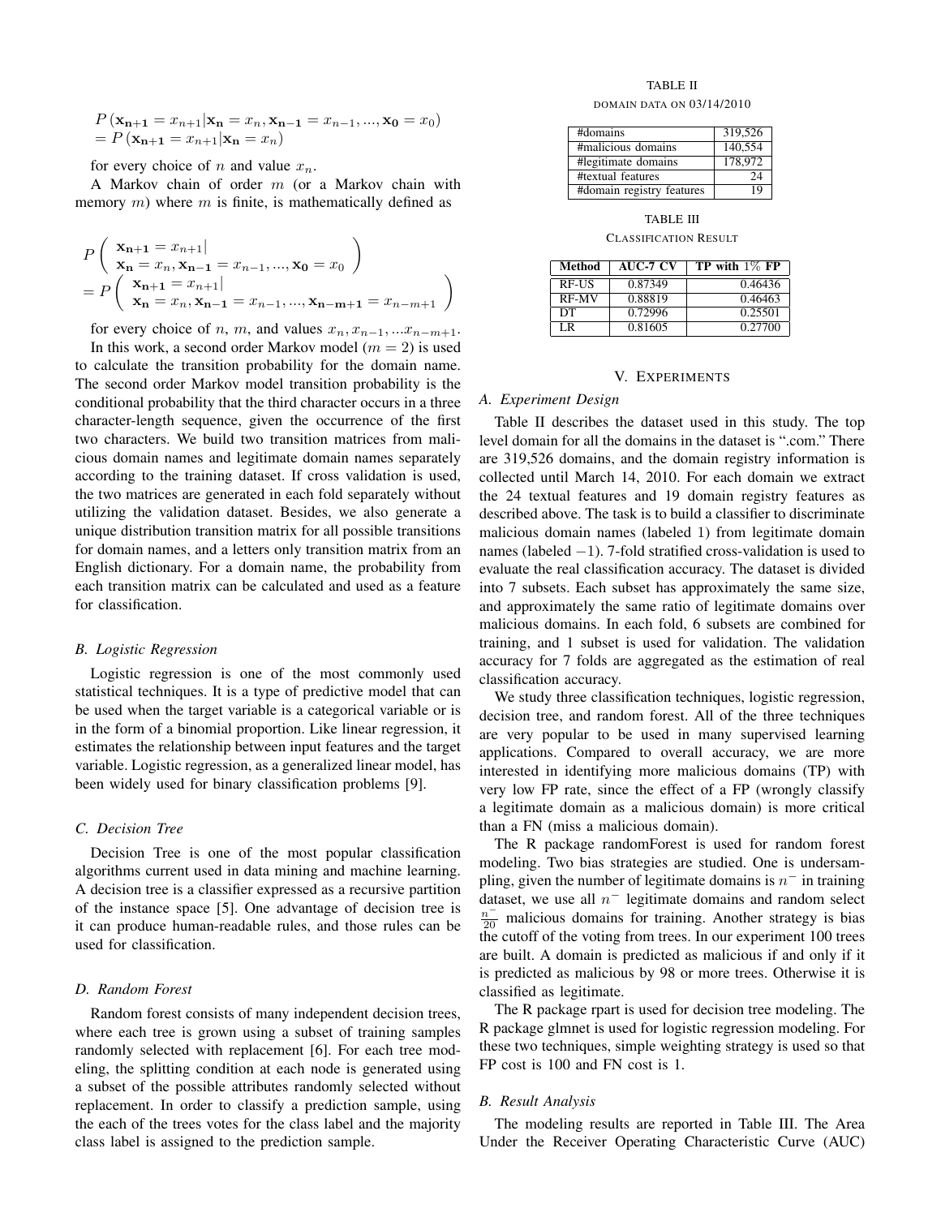$$P\left(\mathbf{x_{n+1}} = x_{n+1} | \mathbf{x_n} = x_n, \mathbf{x_{n-1}} = x_{n-1}, ..., \mathbf{x_0} = x_0\right)$$
$$= P\left(\mathbf{x_{n+1}} = x_{n+1} | \mathbf{x_n} = x_n\right)$$

for every choice of $n$ and value $x_n$.

A Markov chain of order $m$ (or a Markov chain with memory $m$) where $m$ is finite, is mathematically defined as

$$P\left(\begin{array}{l}\mathbf{x_{n+1}} = x_{n+1}| \\ \mathbf{x_n} = x_n, \mathbf{x_{n-1}} = x_{n-1}, ..., \mathbf{x_0} = x_0\end{array}\right)$$
$$= P\left(\begin{array}{l}\mathbf{x_{n+1}} = x_{n+1}| \\ \mathbf{x_n} = x_n, \mathbf{x_{n-1}} = x_{n-1}, ..., \mathbf{x_{n-m+1}} = x_{n-m+1}\end{array}\right)$$

for every choice of $n$, $m$, and values $x_n, x_{n-1}, ...x_{n-m+1}$.

In this work, a second order Markov model ($m = 2$) is used to calculate the transition probability for the domain name. The second order Markov model transition probability is the conditional probability that the third character occurs in a three character-length sequence, given the occurrence of the first two characters. We build two transition matrices from malicious domain names and legitimate domain names separately according to the training dataset. If cross validation is used, the two matrices are generated in each fold separately without utilizing the validation dataset. Besides, we also generate a unique distribution transition matrix for all possible transitions for domain names, and a letters only transition matrix from an English dictionary. For a domain name, the probability from each transition matrix can be calculated and used as a feature for classification.

### *B. Logistic Regression*

Logistic regression is one of the most commonly used statistical techniques. It is a type of predictive model that can be used when the target variable is a categorical variable or is in the form of a binomial proportion. Like linear regression, it estimates the relationship between input features and the target variable. Logistic regression, as a generalized linear model, has been widely used for binary classification problems [9].

### *C. Decision Tree*

Decision Tree is one of the most popular classification algorithms current used in data mining and machine learning. A decision tree is a classifier expressed as a recursive partition of the instance space [5]. One advantage of decision tree is it can produce human-readable rules, and those rules can be used for classification.

### *D. Random Forest*

Random forest consists of many independent decision trees, where each tree is grown using a subset of training samples randomly selected with replacement [6]. For each tree modeling, the splitting condition at each node is generated using a subset of the possible attributes randomly selected without replacement. In order to classify a prediction sample, using the each of the trees votes for the class label and the majority class label is assigned to the prediction sample.

TABLE II

DOMAIN DATA ON 03/14/2010

| | |
|---|---|
| #domains | 319,526 |
| #malicious domains | 140,554 |
| #legitimate domains | 178,972 |
| #textual features | 24 |
| #domain registry features | 19 |

TABLE III

CLASSIFICATION RESULT

| Method | AUC-7 CV | TP with 1% FP |
|---|---|---|
| RF-US | 0.87349 | 0.46436 |
| RF-MV | 0.88819 | 0.46463 |
| DT | 0.72996 | 0.25501 |
| LR | 0.81605 | 0.27700 |

## V. EXPERIMENTS

### *A. Experiment Design*

Table II describes the dataset used in this study. The top level domain for all the domains in the dataset is ".com." There are 319,526 domains, and the domain registry information is collected until March 14, 2010. For each domain we extract the 24 textual features and 19 domain registry features as described above. The task is to build a classifier to discriminate malicious domain names (labeled 1) from legitimate domain names (labeled $-1$). 7-fold stratified cross-validation is used to evaluate the real classification accuracy. The dataset is divided into 7 subsets. Each subset has approximately the same size, and approximately the same ratio of legitimate domains over malicious domains. In each fold, 6 subsets are combined for training, and 1 subset is used for validation. The validation accuracy for 7 folds are aggregated as the estimation of real classification accuracy.

We study three classification techniques, logistic regression, decision tree, and random forest. All of the three techniques are very popular to be used in many supervised learning applications. Compared to overall accuracy, we are more interested in identifying more malicious domains (TP) with very low FP rate, since the effect of a FP (wrongly classify a legitimate domain as a malicious domain) is more critical than a FN (miss a malicious domain).

The R package randomForest is used for random forest modeling. Two bias strategies are studied. One is undersampling, given the number of legitimate domains is $n^-$ in training dataset, we use all $n^-$ legitimate domains and random select $\frac{n^-}{20}$ malicious domains for training. Another strategy is bias the cutoff of the voting from trees. In our experiment 100 trees are built. A domain is predicted as malicious if and only if it is predicted as malicious by 98 or more trees. Otherwise it is classified as legitimate.

The R package rpart is used for decision tree modeling. The R package glmnet is used for logistic regression modeling. For these two techniques, simple weighting strategy is used so that FP cost is 100 and FN cost is 1.

### *B. Result Analysis*

The modeling results are reported in Table III. The Area Under the Receiver Operating Characteristic Curve (AUC)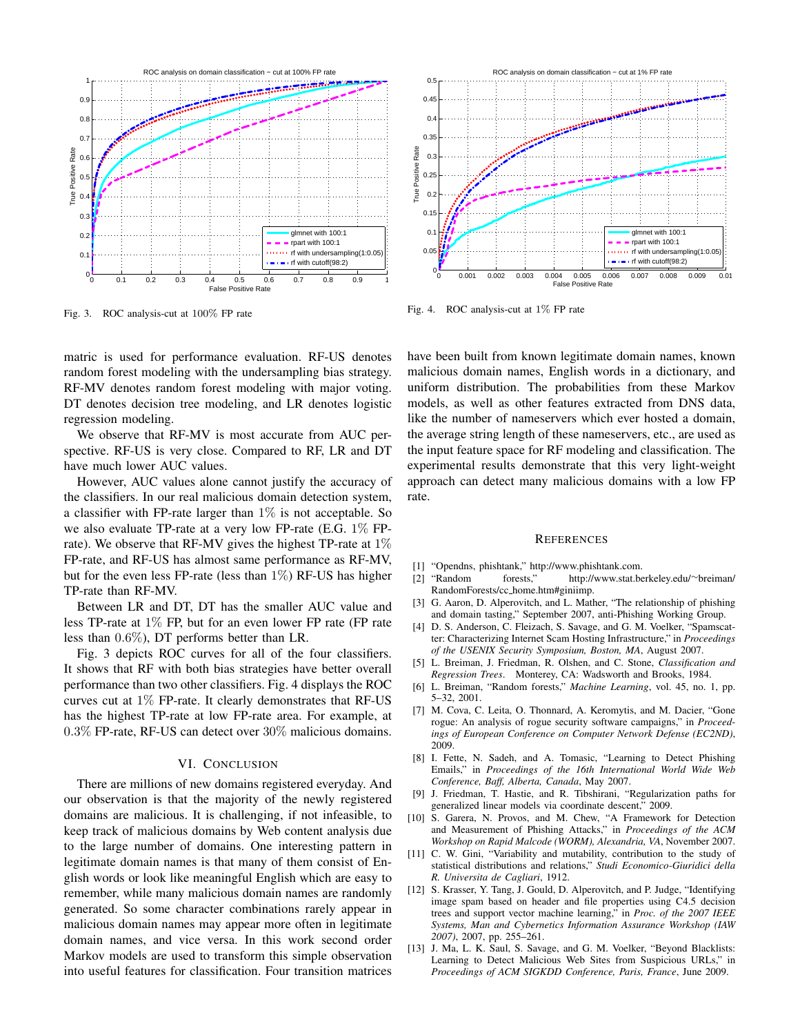ROC analysis on domain classification − cut at 100% FP rate

True Positive Rate

False Positive Rate

0
0.1
0.2
0.3
0.4
0.5
0.6
0.7
0.8
0.9
1

glmnet with 100:1
rpart with 100:1
rf with undersampling(1:0.05)
rf with cutoff(98:2)

Fig. 3. ROC analysis-cut at 100% FP rate

ROC analysis on domain classification − cut at 1% FP rate

True Positive Rate

False Positive Rate

0
0.001
0.002
0.003
0.004
0.005
0.006
0.007
0.008
0.009
0.01

0.05
0.1
0.15
0.2
0.25
0.3
0.35
0.4
0.45
0.5

glmnet with 100:1
rpart with 100:1
rf with undersampling(1:0.05)
rf with cutoff(98:2)

Fig. 4. ROC analysis-cut at 1% FP rate

matric is used for performance evaluation. RF-US denotes random forest modeling with the undersampling bias strategy. RF-MV denotes random forest modeling with major voting. DT denotes decision tree modeling, and LR denotes logistic regression modeling.

We observe that RF-MV is most accurate from AUC perspective. RF-US is very close. Compared to RF, LR and DT have much lower AUC values.

However, AUC values alone cannot justify the accuracy of the classifiers. In our real malicious domain detection system, a classifier with FP-rate larger than $1\%$ is not acceptable. So we also evaluate TP-rate at a very low FP-rate (E.G. $1\%$ FP-rate). We observe that RF-MV gives the highest TP-rate at $1\%$ FP-rate, and RF-US has almost same performance as RF-MV, but for the even less FP-rate (less than $1\%$) RF-US has higher TP-rate than RF-MV.

Between LR and DT, DT has the smaller AUC value and less TP-rate at $1\%$ FP, but for an even lower FP rate (FP rate less than $0.6\%$), DT performs better than LR.

Fig. 3 depicts ROC curves for all of the four classifiers. It shows that RF with both bias strategies have better overall performance than two other classifiers. Fig. 4 displays the ROC curves cut at $1\%$ FP-rate. It clearly demonstrates that RF-US has the highest TP-rate at low FP-rate area. For example, at $0.3\%$ FP-rate, RF-US can detect over $30\%$ malicious domains.

## VI. Conclusion

There are millions of new domains registered everyday. And our observation is that the majority of the newly registered domains are malicious. It is challenging, if not infeasible, to keep track of malicious domains by Web content analysis due to the large number of domains. One interesting pattern in legitimate domain names is that many of them consist of English words or look like meaningful English which are easy to remember, while many malicious domain names are randomly generated. So some character combinations rarely appear in malicious domain names may appear more often in legitimate domain names, and vice versa. In this work second order Markov models are used to transform this simple observation into useful features for classification. Four transition matrices have been built from known legitimate domain names, known malicious domain names, English words in a dictionary, and uniform distribution. The probabilities from these Markov models, as well as other features extracted from DNS data, like the number of nameservers which ever hosted a domain, the average string length of these nameservers, etc., are used as the input feature space for RF modeling and classification. The experimental results demonstrate that this very light-weight approach can detect many malicious domains with a low FP rate.

## References

[1] "Opendns, phishtank," http://www.phishtank.com.

[2] "Random forests," http://www.stat.berkeley.edu/~breiman/RandomForests/cc_home.htm#giniimp.

[3] G. Aaron, D. Alperovitch, and L. Mather, "The relationship of phishing and domain tasting," September 2007, anti-Phishing Working Group.

[4] D. S. Anderson, C. Fleizach, S. Savage, and G. M. Voelker, "Spamscatter: Characterizing Internet Scam Hosting Infrastructure," in *Proceedings of the USENIX Security Symposium, Boston, MA*, August 2007.

[5] L. Breiman, J. Friedman, R. Olshen, and C. Stone, *Classification and Regression Trees*. Monterey, CA: Wadsworth and Brooks, 1984.

[6] L. Breiman, "Random forests," *Machine Learning*, vol. 45, no. 1, pp. 5–32, 2001.

[7] M. Cova, C. Leita, O. Thonnard, A. Keromytis, and M. Dacier, "Gone rogue: An analysis of rogue security software campaigns," in *Proceedings of European Conference on Computer Network Defense (EC2ND)*, 2009.

[8] I. Fette, N. Sadeh, and A. Tomasic, "Learning to Detect Phishing Emails," in *Proceedings of the 16th International World Wide Web Conference, Baff, Alberta, Canada*, May 2007.

[9] J. Friedman, T. Hastie, and R. Tibshirani, "Regularization paths for generalized linear models via coordinate descent," 2009.

[10] S. Garera, N. Provos, and M. Chew, "A Framework for Detection and Measurement of Phishing Attacks," in *Proceedings of the ACM Workshop on Rapid Malcode (WORM), Alexandria, VA*, November 2007.

[11] C. W. Gini, "Variability and mutability, contribution to the study of statistical distributions and relations," *Studi Economico-Giuridici della R. Universita de Cagliari*, 1912.

[12] S. Krasser, Y. Tang, J. Gould, D. Alperovitch, and P. Judge, "Identifying image spam based on header and file properties using C4.5 decision trees and support vector machine learning," in *Proc. of the 2007 IEEE Systems, Man and Cybernetics Information Assurance Workshop (IAW 2007)*, 2007, pp. 255–261.

[13] J. Ma, L. K. Saul, S. Savage, and G. M. Voelker, "Beyond Blacklists: Learning to Detect Malicious Web Sites from Suspicious URLs," in *Proceedings of ACM SIGKDD Conference, Paris, France*, June 2009.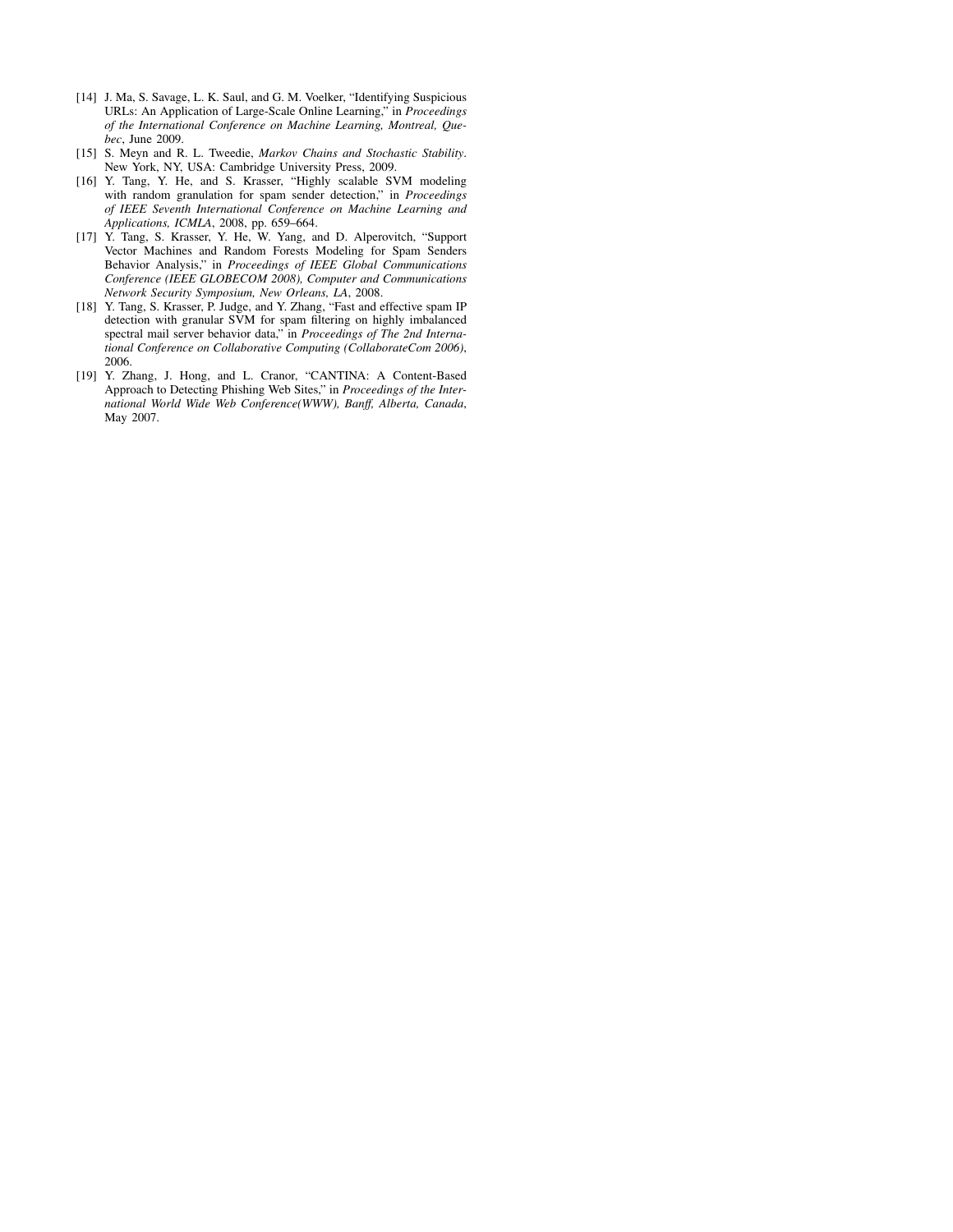[14] J. Ma, S. Savage, L. K. Saul, and G. M. Voelker, "Identifying Suspicious URLs: An Application of Large-Scale Online Learning," in *Proceedings of the International Conference on Machine Learning, Montreal, Quebec*, June 2009.

[15] S. Meyn and R. L. Tweedie, *Markov Chains and Stochastic Stability*. New York, NY, USA: Cambridge University Press, 2009.

[16] Y. Tang, Y. He, and S. Krasser, "Highly scalable SVM modeling with random granulation for spam sender detection," in *Proceedings of IEEE Seventh International Conference on Machine Learning and Applications, ICMLA*, 2008, pp. 659–664.

[17] Y. Tang, S. Krasser, Y. He, W. Yang, and D. Alperovitch, "Support Vector Machines and Random Forests Modeling for Spam Senders Behavior Analysis," in *Proceedings of IEEE Global Communications Conference (IEEE GLOBECOM 2008), Computer and Communications Network Security Symposium, New Orleans, LA*, 2008.

[18] Y. Tang, S. Krasser, P. Judge, and Y. Zhang, "Fast and effective spam IP detection with granular SVM for spam filtering on highly imbalanced spectral mail server behavior data," in *Proceedings of The 2nd International Conference on Collaborative Computing (CollaborateCom 2006)*, 2006.

[19] Y. Zhang, J. Hong, and L. Cranor, "CANTINA: A Content-Based Approach to Detecting Phishing Web Sites," in *Proceedings of the International World Wide Web Conference(WWW), Banff, Alberta, Canada*, May 2007.